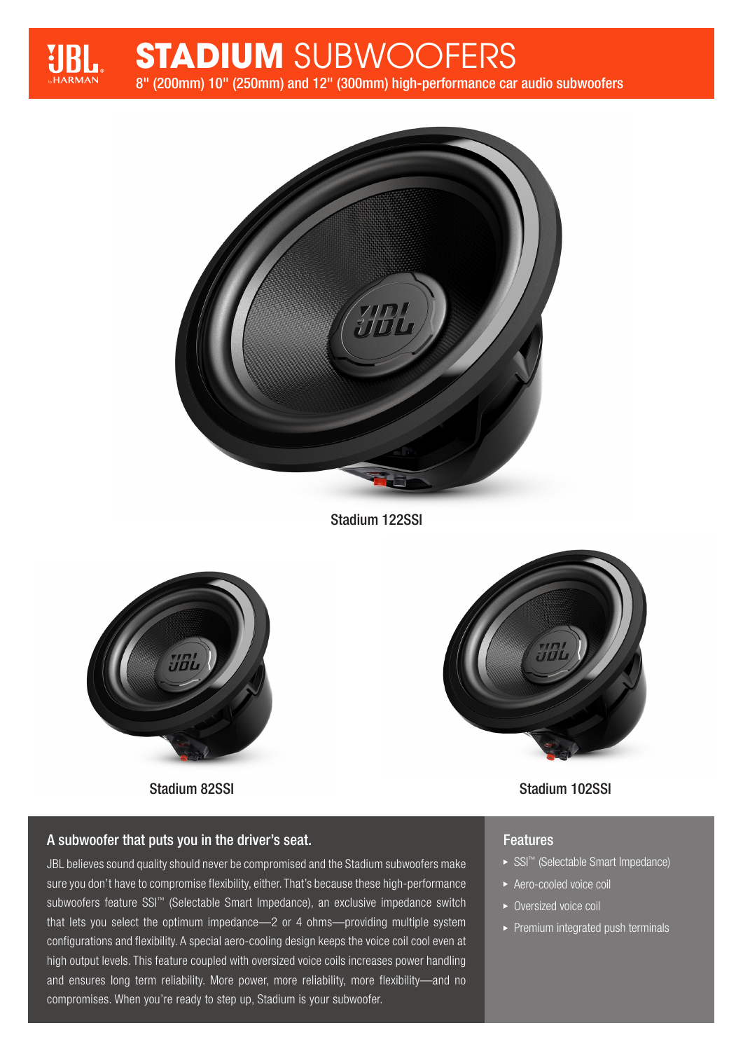# STADIUM SUBWOOFERS

8" (200mm) 10" (250mm) and 12" (300mm) high-performance car audio subwoofers

Stadium 122SSI

Stadium 82SSI

Stadium 102SSI

## A subwoofer that puts you in the driver's seat.

JBL believes sound quality should never be compromised and the Stadium subwoofers make sure you don't have to compromise flexibility, either. That's because these high-performance subwoofers feature SSI™ (Selectable Smart Impedance), an exclusive impedance switch that lets you select the optimum impedance—2 or 4 ohms—providing multiple system configurations and flexibility. A special aero-cooling design keeps the voice coil cool even at high output levels. This feature coupled with oversized voice coils increases power handling and ensures long term reliability. More power, more reliability, more flexibility—and no compromises. When you're ready to step up, Stadium is your subwoofer.

## Features

- SSI™ (Selectable Smart Impedance)
- Aero-cooled voice coil
- Oversized voice coil
- Premium integrated push terminals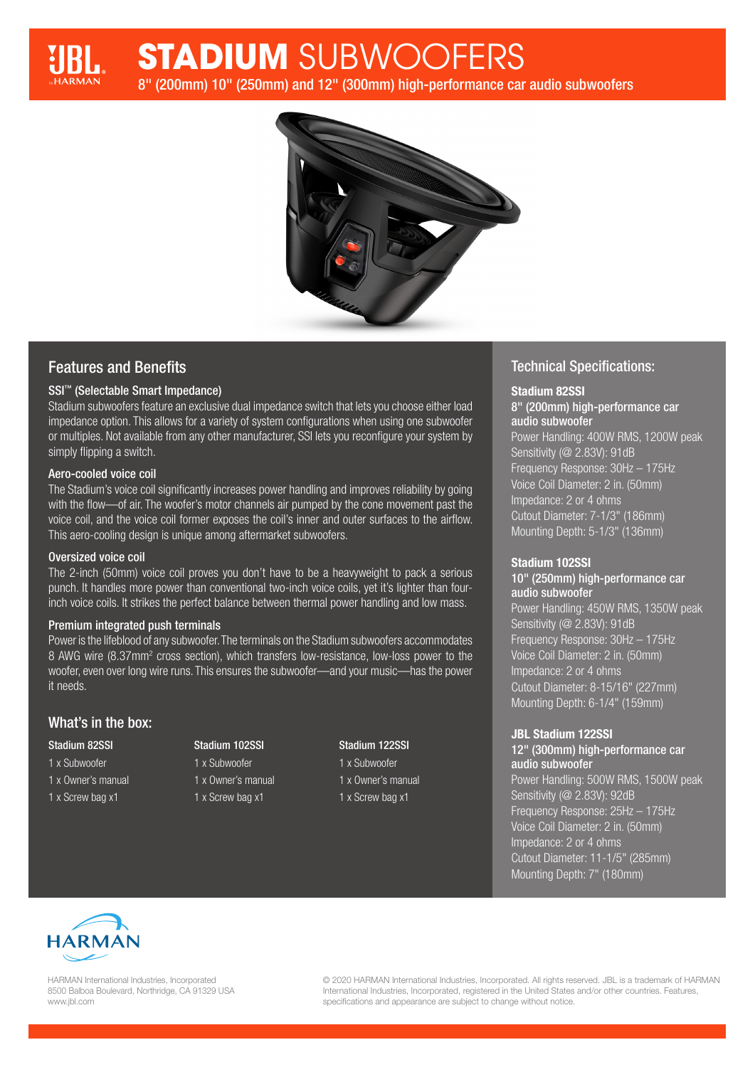# STADIUM SUBWOOFERS

8" (200mm) 10" (250mm) and 12" (300mm) high-performance car audio subwoofers

## Features and Benefits

### SSI™ (Selectable Smart Impedance)

Stadium subwoofers feature an exclusive dual impedance switch that lets you choose either load impedance option. This allows for a variety of system configurations when using one subwoofer or multiples. Not available from any other manufacturer, SSI lets you reconfigure your system by simply flipping a switch.

### Aero-cooled voice coil

The Stadium's voice coil significantly increases power handling and improves reliability by going with the flow—of air. The woofer's motor channels air pumped by the cone movement past the voice coil, and the voice coil former exposes the coil's inner and outer surfaces to the airflow. This aero-cooling design is unique among aftermarket subwoofers.

### Oversized voice coil

The 2-inch (50mm) voice coil proves you don't have to be a heavyweight to pack a serious punch. It handles more power than conventional two-inch voice coils, yet it's lighter than four-inch voice coils. It strikes the perfect balance between thermal power handling and low mass.

### Premium integrated push terminals

Power is the lifeblood of any subwoofer. The terminals on the Stadium subwoofers accommodates 8 AWG wire (8.37mm² cross section), which transfers low-resistance, low-loss power to the woofer, even over long wire runs. This ensures the subwoofer—and your music—has the power it needs.

## What's in the box:

**Stadium 82SSI**
- 1 x Subwoofer
- 1 x Owner's manual
- 1 x Screw bag x1

**Stadium 102SSI**
- 1 x Subwoofer
- 1 x Owner's manual
- 1 x Screw bag x1

**Stadium 122SSI**
- 1 x Subwoofer
- 1 x Owner's manual
- 1 x Screw bag x1

## Technical Specifications:

**Stadium 82SSI**
**8" (200mm) high-performance car audio subwoofer**

Power Handling: 400W RMS, 1200W peak
Sensitivity (@ 2.83V): 91dB
Frequency Response: 30Hz – 175Hz
Voice Coil Diameter: 2 in. (50mm)
Impedance: 2 or 4 ohms
Cutout Diameter: 7-1/3" (186mm)
Mounting Depth: 5-1/3" (136mm)

**Stadium 102SSI**
**10" (250mm) high-performance car audio subwoofer**

Power Handling: 450W RMS, 1350W peak
Sensitivity (@ 2.83V): 91dB
Frequency Response: 30Hz – 175Hz
Voice Coil Diameter: 2 in. (50mm)
Impedance: 2 or 4 ohms
Cutout Diameter: 8-15/16" (227mm)
Mounting Depth: 6-1/4" (159mm)

**JBL Stadium 122SSI**
**12" (300mm) high-performance car audio subwoofer**

Power Handling: 500W RMS, 1500W peak
Sensitivity (@ 2.83V): 92dB
Frequency Response: 25Hz – 175Hz
Voice Coil Diameter: 2 in. (50mm)
Impedance: 2 or 4 ohms
Cutout Diameter: 11-1/5" (285mm)
Mounting Depth: 7" (180mm)

HARMAN International Industries, Incorporated
8500 Balboa Boulevard, Northridge, CA 91329 USA
www.jbl.com

© 2020 HARMAN International Industries, Incorporated. All rights reserved. JBL is a trademark of HARMAN International Industries, Incorporated, registered in the United States and/or other countries. Features, specifications and appearance are subject to change without notice.